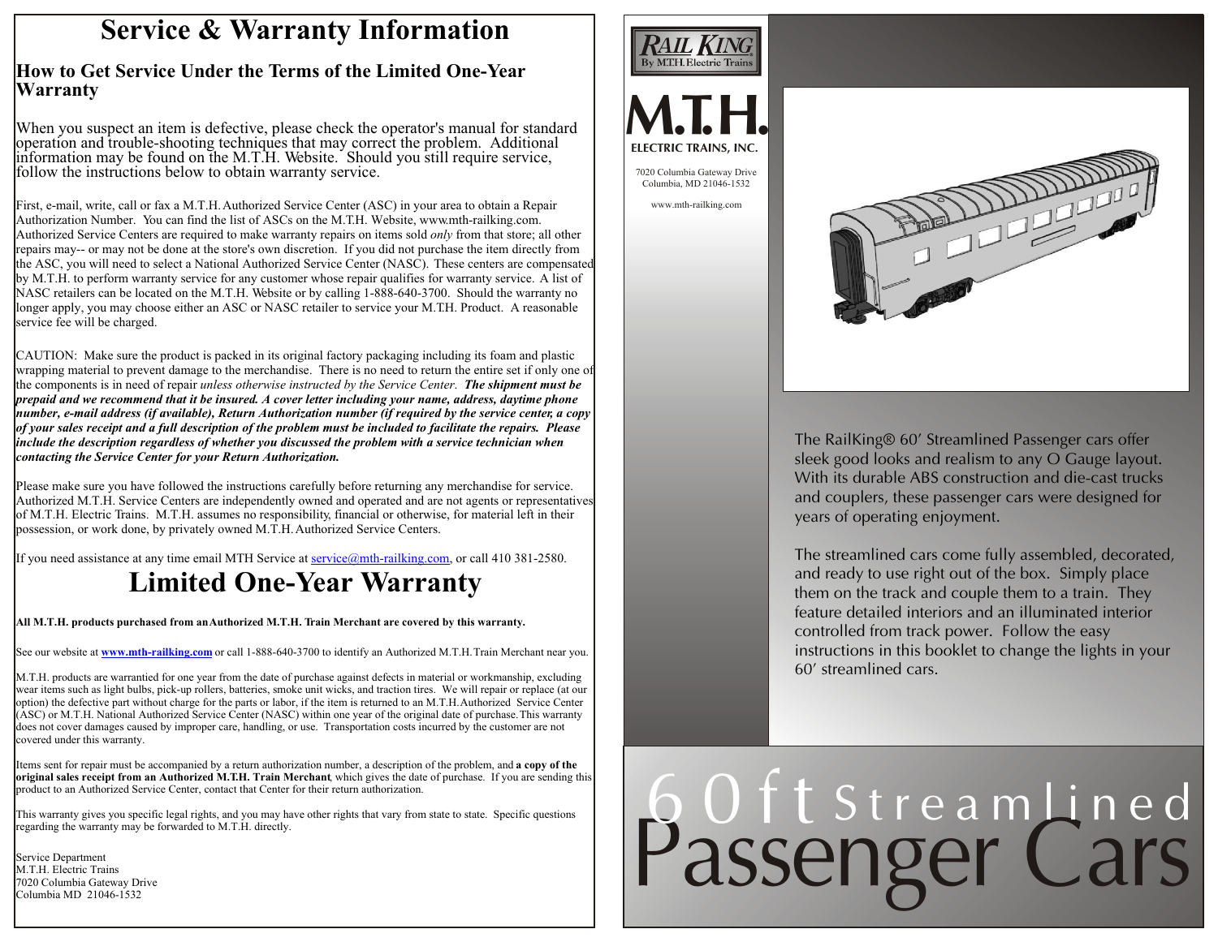# Service & Warranty Information

## How to Get Service Under the Terms of the Limited One-Year Warranty

When you suspect an item is defective, please check the operator's manual for standard operation and trouble-shooting techniques that may correct the problem. Additional information may be found on the M.T.H. Website. Should you still require service, follow the instructions below to obtain warranty service.

First, e-mail, write, call or fax a M.T.H. Authorized Service Center (ASC) in your area to obtain a Repair Authorization Number. You can find the list of ASCs on the M.T.H. Website, www.mth-railking.com. Authorized Service Centers are required to make warranty repairs on items sold *only* from that store; all other repairs may-- or may not be done at the store's own discretion. If you did not purchase the item directly from the ASC, you will need to select a National Authorized Service Center (NASC). These centers are compensated by M.T.H. to perform warranty service for any customer whose repair qualifies for warranty service. A list of NASC retailers can be located on the M.T.H. Website or by calling 1-888-640-3700. Should the warranty no longer apply, you may choose either an ASC or NASC retailer to service your M.T.H. Product. A reasonable service fee will be charged.

CAUTION: Make sure the product is packed in its original factory packaging including its foam and plastic wrapping material to prevent damage to the merchandise. There is no need to return the entire set if only one of the components is in need of repair *unless otherwise instructed by the Service Center*. ***The shipment must be prepaid and we recommend that it be insured. A cover letter including your name, address, daytime phone number, e-mail address (if available), Return Authorization number (if required by the service center, a copy of your sales receipt and a full description of the problem must be included to facilitate the repairs. Please include the description regardless of whether you discussed the problem with a service technician when contacting the Service Center for your Return Authorization.***

Please make sure you have followed the instructions carefully before returning any merchandise for service. Authorized M.T.H. Service Centers are independently owned and operated and are not agents or representatives of M.T.H. Electric Trains. M.T.H. assumes no responsibility, financial or otherwise, for material left in their possession, or work done, by privately owned M.T.H. Authorized Service Centers.

If you need assistance at any time email MTH Service at service@mth-railking.com, or call 410 381-2580.

# Limited One-Year Warranty

**All M.T.H. products purchased from an Authorized M.T.H. Train Merchant are covered by this warranty.**

See our website at **www.mth-railking.com** or call 1-888-640-3700 to identify an Authorized M.T.H. Train Merchant near you.

M.T.H. products are warrantied for one year from the date of purchase against defects in material or workmanship, excluding wear items such as light bulbs, pick-up rollers, batteries, smoke unit wicks, and traction tires. We will repair or replace (at our option) the defective part without charge for the parts or labor, if the item is returned to an M.T.H. Authorized Service Center (ASC) or M.T.H. National Authorized Service Center (NASC) within one year of the original date of purchase. This warranty does not cover damages caused by improper care, handling, or use. Transportation costs incurred by the customer are not covered under this warranty.

Items sent for repair must be accompanied by a return authorization number, a description of the problem, and **a copy of the original sales receipt from an Authorized M.T.H. Train Merchant**, which gives the date of purchase. If you are sending this product to an Authorized Service Center, contact that Center for their return authorization.

This warranty gives you specific legal rights, and you may have other rights that vary from state to state. Specific questions regarding the warranty may be forwarded to M.T.H. directly.

Service Department
M.T.H. Electric Trains
7020 Columbia Gateway Drive
Columbia MD 21046-1532

RAIL KING By M.T.H. Electric Trains

M.T.H. ELECTRIC TRAINS, INC.

7020 Columbia Gateway Drive
Columbia, MD 21046-1532

www.mth-railking.com

The RailKing® 60' Streamlined Passenger cars offer sleek good looks and realism to any O Gauge layout. With its durable ABS construction and die-cast trucks and couplers, these passenger cars were designed for years of operating enjoyment.

The streamlined cars come fully assembled, decorated, and ready to use right out of the box. Simply place them on the track and couple them to a train. They feature detailed interiors and an illuminated interior controlled from track power. Follow the easy instructions in this booklet to change the lights in your 60' streamlined cars.

# 60ft Streamlined Passenger Cars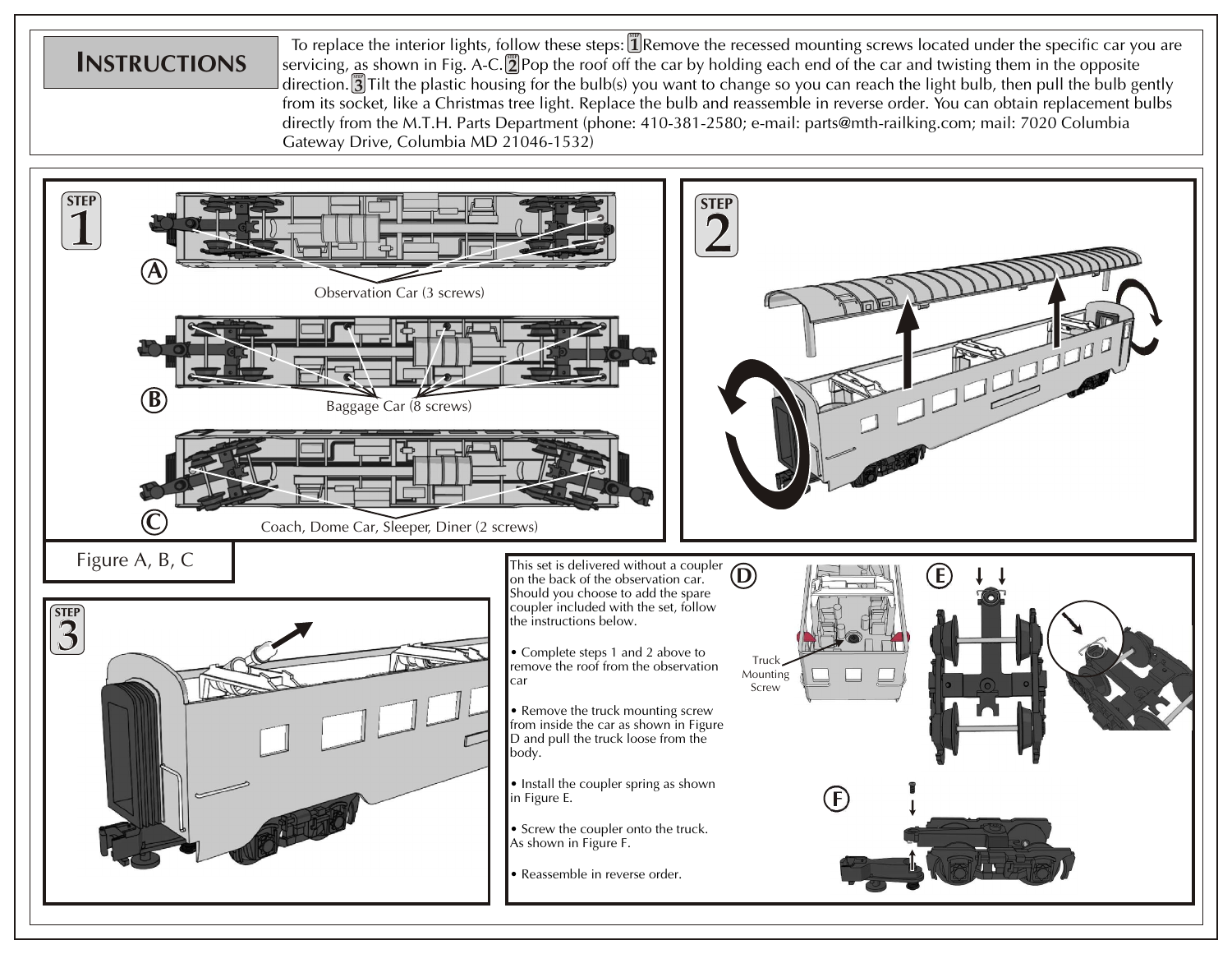# Instructions

To replace the interior lights, follow these steps: **1** Remove the recessed mounting screws located under the specific car you are servicing, as shown in Fig. A-C. **2** Pop the roof off the car by holding each end of the car and twisting them in the opposite direction. **3** Tilt the plastic housing for the bulb(s) you want to change so you can reach the light bulb, then pull the bulb gently from its socket, like a Christmas tree light. Replace the bulb and reassemble in reverse order. You can obtain replacement bulbs directly from the M.T.H. Parts Department (phone: 410-381-2580; e-mail: parts@mth-railking.com; mail: 7020 Columbia Gateway Drive, Columbia MD 21046-1532)

STEP 1

A

Observation Car (3 screws)

B

Baggage Car (8 screws)

C

Coach, Dome Car, Sleeper, Diner (2 screws)

Figure A, B, C

STEP 2

STEP 3

This set is delivered without a coupler on the back of the observation car. Should you choose to add the spare coupler included with the set, follow the instructions below.

- Complete steps 1 and 2 above to remove the roof from the observation car
- Remove the truck mounting screw from inside the car as shown in Figure D and pull the truck loose from the body.
- Install the coupler spring as shown in Figure E.
- Screw the coupler onto the truck. As shown in Figure F.
- Reassemble in reverse order.

D

Truck Mounting Screw

E

F